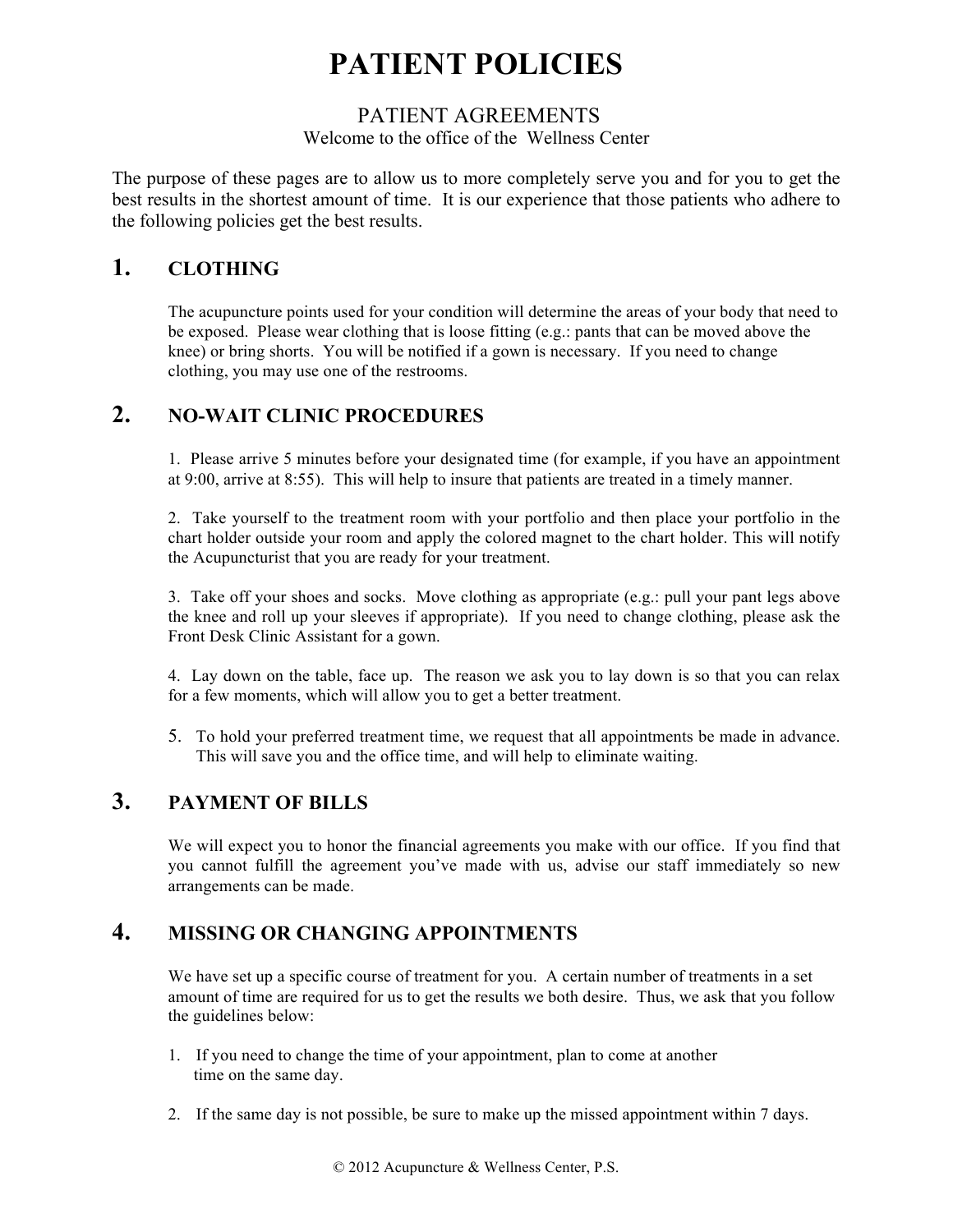# PATIENT POLICIES

## PATIENT AGREEMENTS

Welcome to the office of the Wellness Center

The purpose of these pages are to allow us to more completely serve you and for you to get the best results in the shortest amount of time. It is our experience that those patients who adhere to the following policies get the best results.

## 1. CLOTHING

The acupuncture points used for your condition will determine the areas of your body that need to be exposed. Please wear clothing that is loose fitting (e.g.: pants that can be moved above the knee) or bring shorts. You will be notified if a gown is necessary. If you need to change clothing, you may use one of the restrooms.

## 2. NO-WAIT CLINIC PROCEDURES

1. Please arrive 5 minutes before your designated time (for example, if you have an appointment at 9:00, arrive at 8:55). This will help to insure that patients are treated in a timely manner.

2. Take yourself to the treatment room with your portfolio and then place your portfolio in the chart holder outside your room and apply the colored magnet to the chart holder. This will notify the Acupuncturist that you are ready for your treatment.

3. Take off your shoes and socks. Move clothing as appropriate (e.g.: pull your pant legs above the knee and roll up your sleeves if appropriate). If you need to change clothing, please ask the Front Desk Clinic Assistant for a gown.

4. Lay down on the table, face up. The reason we ask you to lay down is so that you can relax for a few moments, which will allow you to get a better treatment.

5. To hold your preferred treatment time, we request that all appointments be made in advance. This will save you and the office time, and will help to eliminate waiting.

## 3. PAYMENT OF BILLS

We will expect you to honor the financial agreements you make with our office. If you find that you cannot fulfill the agreement you've made with us, advise our staff immediately so new arrangements can be made.

## 4. MISSING OR CHANGING APPOINTMENTS

We have set up a specific course of treatment for you. A certain number of treatments in a set amount of time are required for us to get the results we both desire. Thus, we ask that you follow the guidelines below:

1. If you need to change the time of your appointment, plan to come at another time on the same day.

2. If the same day is not possible, be sure to make up the missed appointment within 7 days.

© 2012 Acupuncture & Wellness Center, P.S.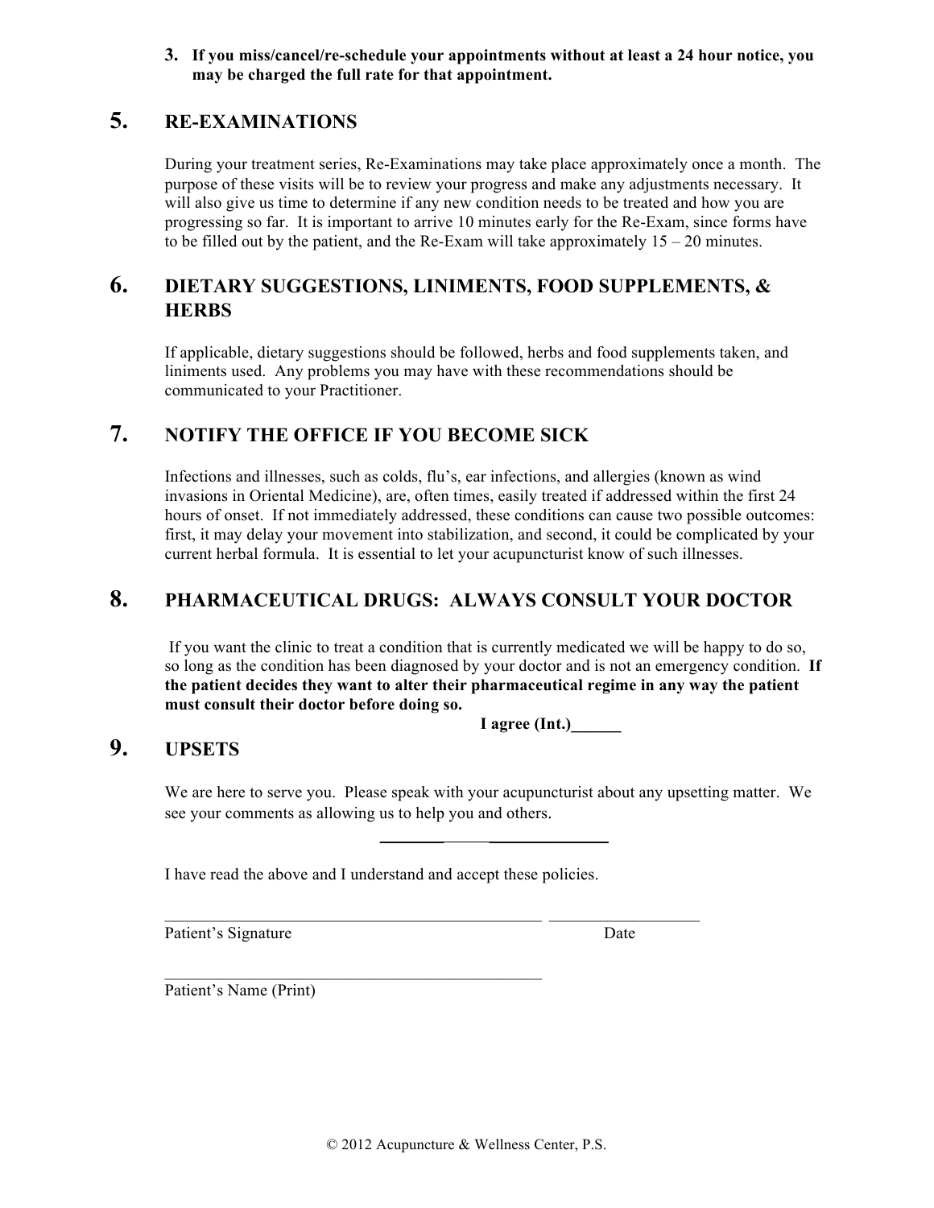3. **If you miss/cancel/re-schedule your appointments without at least a 24 hour notice, you may be charged the full rate for that appointment.**

## 5. RE-EXAMINATIONS

During your treatment series, Re-Examinations may take place approximately once a month. The purpose of these visits will be to review your progress and make any adjustments necessary. It will also give us time to determine if any new condition needs to be treated and how you are progressing so far. It is important to arrive 10 minutes early for the Re-Exam, since forms have to be filled out by the patient, and the Re-Exam will take approximately 15 – 20 minutes.

## 6. DIETARY SUGGESTIONS, LINIMENTS, FOOD SUPPLEMENTS, & HERBS

If applicable, dietary suggestions should be followed, herbs and food supplements taken, and liniments used. Any problems you may have with these recommendations should be communicated to your Practitioner.

## 7. NOTIFY THE OFFICE IF YOU BECOME SICK

Infections and illnesses, such as colds, flu's, ear infections, and allergies (known as wind invasions in Oriental Medicine), are, often times, easily treated if addressed within the first 24 hours of onset. If not immediately addressed, these conditions can cause two possible outcomes: first, it may delay your movement into stabilization, and second, it could be complicated by your current herbal formula. It is essential to let your acupuncturist know of such illnesses.

## 8. PHARMACEUTICAL DRUGS: ALWAYS CONSULT YOUR DOCTOR

If you want the clinic to treat a condition that is currently medicated we will be happy to do so, so long as the condition has been diagnosed by your doctor and is not an emergency condition. **If the patient decides they want to alter their pharmaceutical regime in any way the patient must consult their doctor before doing so.**

**I agree (Int.)______**

## 9. UPSETS

We are here to serve you. Please speak with your acupuncturist about any upsetting matter. We see your comments as allowing us to help you and others.

I have read the above and I understand and accept these policies.

_______________________________________________ __________________

Patient's Signature Date

_______________________________________________

Patient's Name (Print)

© 2012 Acupuncture & Wellness Center, P.S.